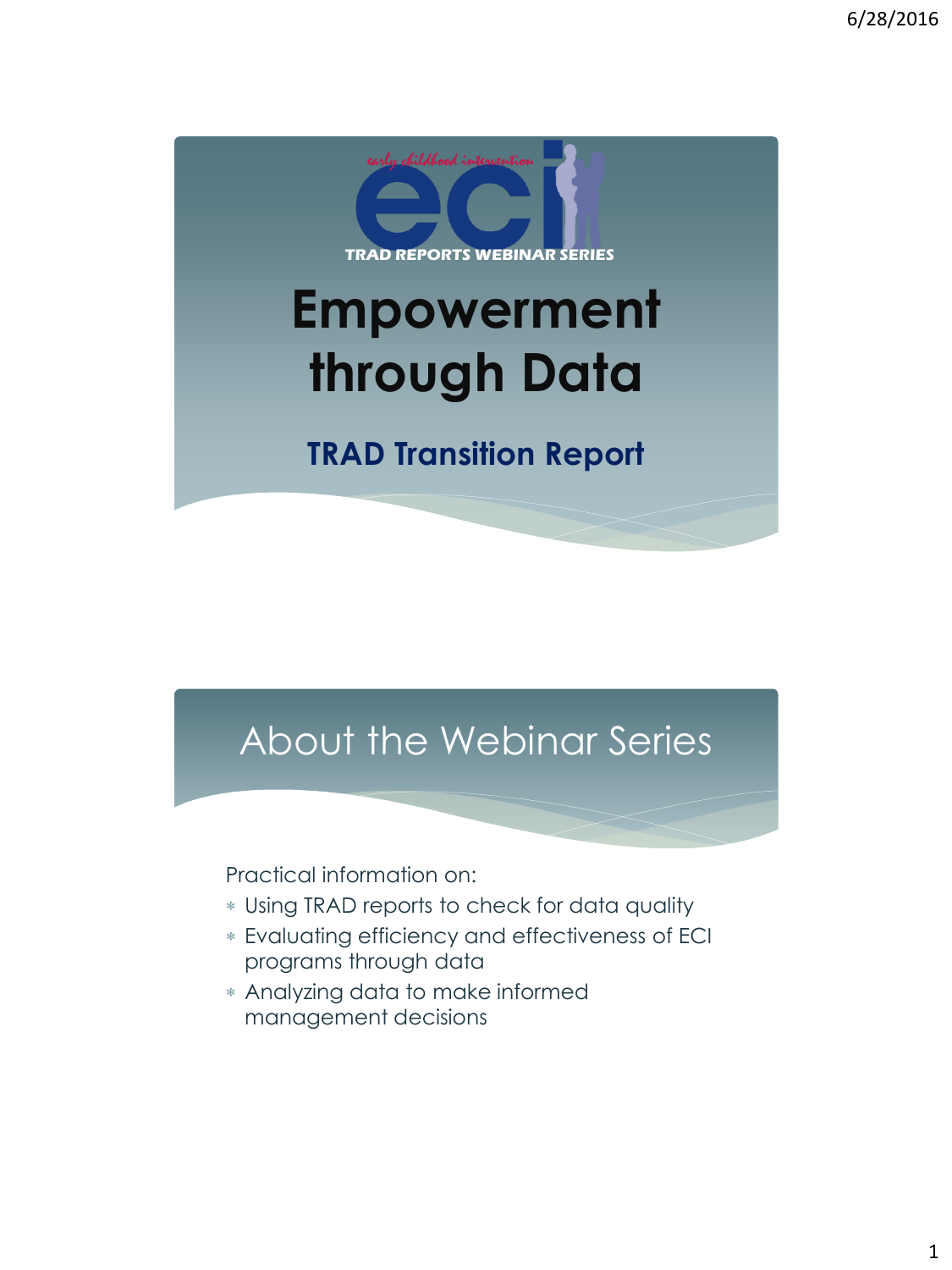early childhood intervention

eci

TRAD REPORTS WEBINAR SERIES

# Empowerment through Data

### TRAD Transition Report

## About the Webinar Series

Practical information on:

- Using TRAD reports to check for data quality
- Evaluating efficiency and effectiveness of ECI programs through data
- Analyzing data to make informed management decisions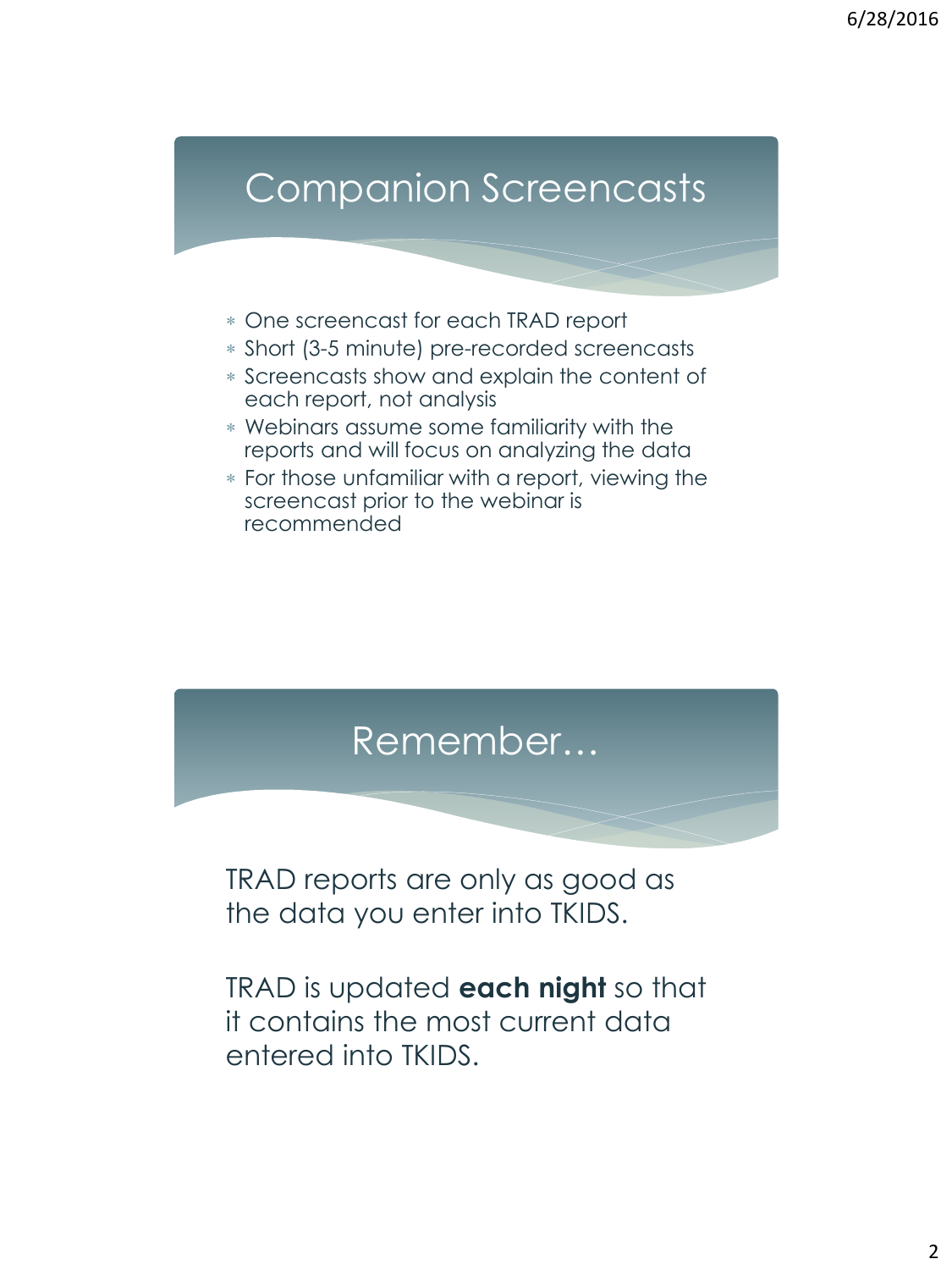## Companion Screencasts

- One screencast for each TRAD report
- Short (3-5 minute) pre-recorded screencasts
- Screencasts show and explain the content of each report, not analysis
- Webinars assume some familiarity with the reports and will focus on analyzing the data
- For those unfamiliar with a report, viewing the screencast prior to the webinar is recommended

## Remember…

TRAD reports are only as good as the data you enter into TKIDS.

TRAD is updated **each night** so that it contains the most current data entered into TKIDS.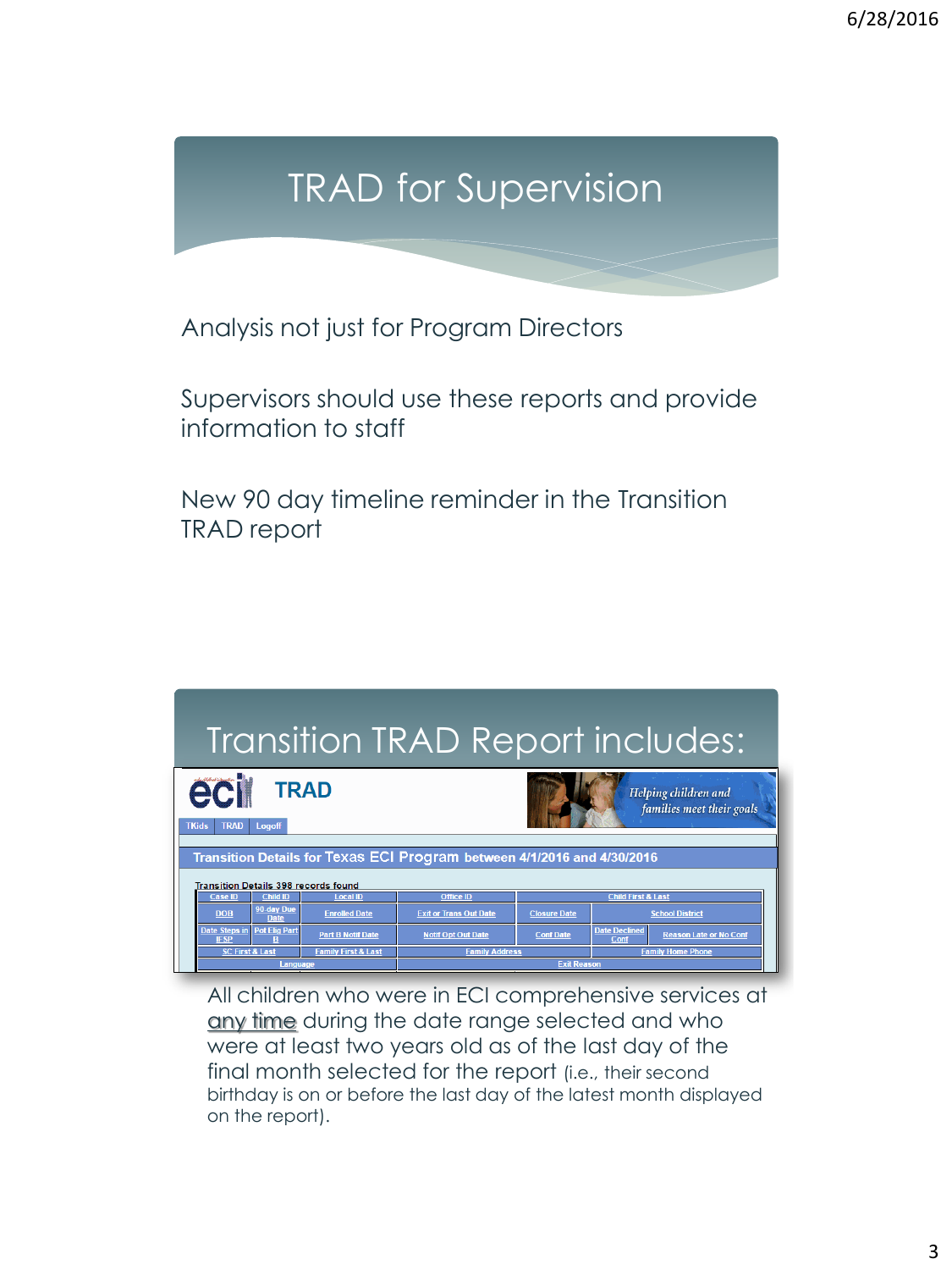# TRAD for Supervision

Analysis not just for Program Directors

Supervisors should use these reports and provide information to staff

New 90 day timeline reminder in the Transition TRAD report

# Transition TRAD Report includes:

**TRAD**

TKids | TRAD | Logoff

*Helping children and families meet their goals*

**Transition Details for Texas ECI Program between 4/1/2016 and 4/30/2016**

Transition Details 398 records found

| Case ID | Child ID | Local ID | Office ID | Child First & Last | |
|---|---|---|---|---|---|
| DOB | 90-day Due Date | Enrolled Date | Exit or Trans Out Date | Closure Date | School District |
| Date Steps in IFSP | Pot Elig Part B | Part B Notif Date | Notif Opt Out Date | Conf Date | Date Declined Conf | Reason Late or No Conf |
| SC First & Last | | Family First & Last | Family Address | | Family Home Phone |
| Language | | | Exit Reason | | |

All children who were in ECI comprehensive services at <u>any time</u> during the date range selected and who were at least two years old as of the last day of the final month selected for the report (i.e., their second birthday is on or before the last day of the latest month displayed on the report).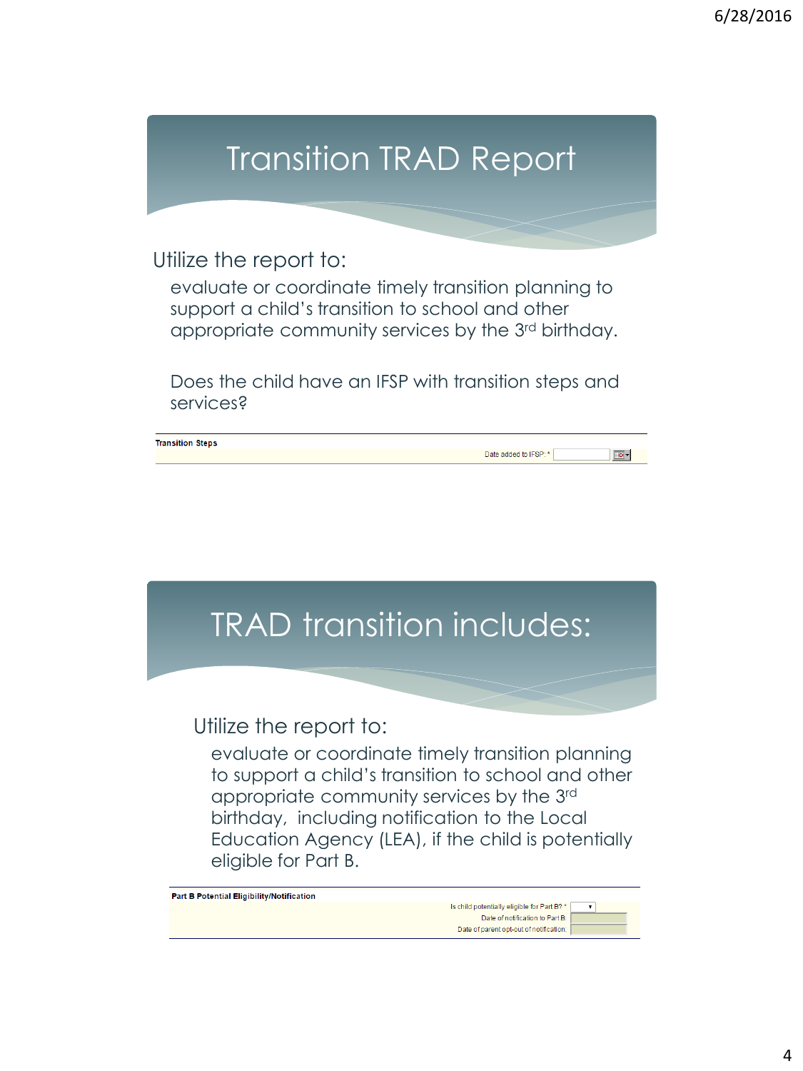# Transition TRAD Report

Utilize the report to:

evaluate or coordinate timely transition planning to support a child's transition to school and other appropriate community services by the 3rd birthday.

Does the child have an IFSP with transition steps and services?

**Transition Steps**

Date added to IFSP: *

# TRAD transition includes:

Utilize the report to:

evaluate or coordinate timely transition planning to support a child's transition to school and other appropriate community services by the 3rd birthday, including notification to the Local Education Agency (LEA), if the child is potentially eligible for Part B.

**Part B Potential Eligibility/Notification**

Is child potentially eligible for Part B? *

Date of notification to Part B:

Date of parent opt-out of notification: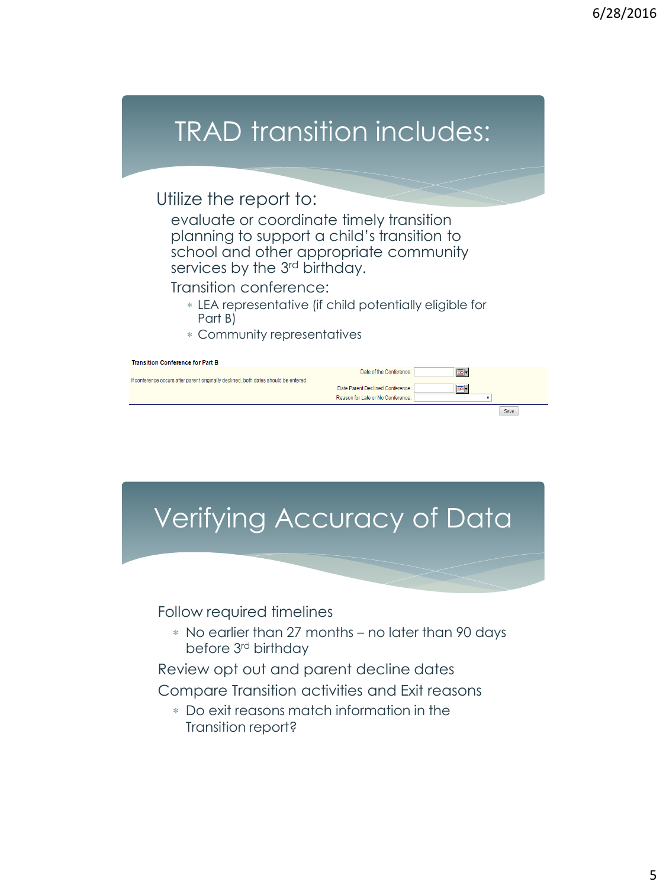# TRAD transition includes:

Utilize the report to:

evaluate or coordinate timely transition planning to support a child's transition to school and other appropriate community services by the 3rd birthday.

Transition conference:

- LEA representative (if child potentially eligible for Part B)
- Community representatives

**Transition Conference for Part B**

If conference occurs after parent originally declined, both dates should be entered.

Date of the Conference:

Date Parent Declined Conference:

Reason for Late or No Conference:

Save

# Verifying Accuracy of Data

Follow required timelines

- No earlier than 27 months – no later than 90 days before 3rd birthday

Review opt out and parent decline dates

Compare Transition activities and Exit reasons

- Do exit reasons match information in the Transition report?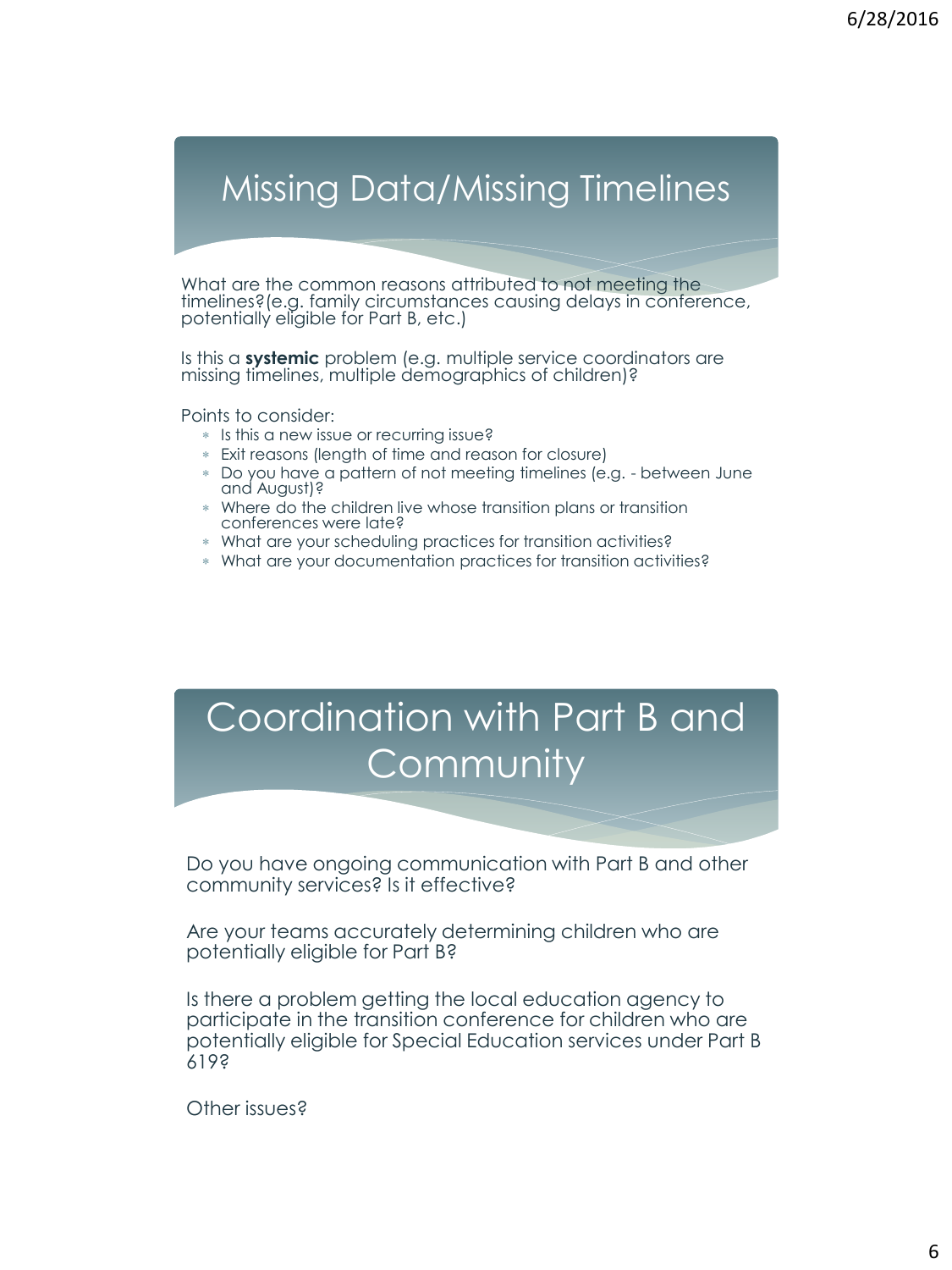## Missing Data/Missing Timelines

What are the common reasons attributed to not meeting the timelines?(e.g. family circumstances causing delays in conference, potentially eligible for Part B, etc.)

Is this a **systemic** problem (e.g. multiple service coordinators are missing timelines, multiple demographics of children)?

Points to consider:

- Is this a new issue or recurring issue?
- Exit reasons (length of time and reason for closure)
- Do you have a pattern of not meeting timelines (e.g. - between June and August)?
- Where do the children live whose transition plans or transition conferences were late?
- What are your scheduling practices for transition activities?
- What are your documentation practices for transition activities?

## Coordination with Part B and Community

Do you have ongoing communication with Part B and other community services? Is it effective?

Are your teams accurately determining children who are potentially eligible for Part B?

Is there a problem getting the local education agency to participate in the transition conference for children who are potentially eligible for Special Education services under Part B 619?

Other issues?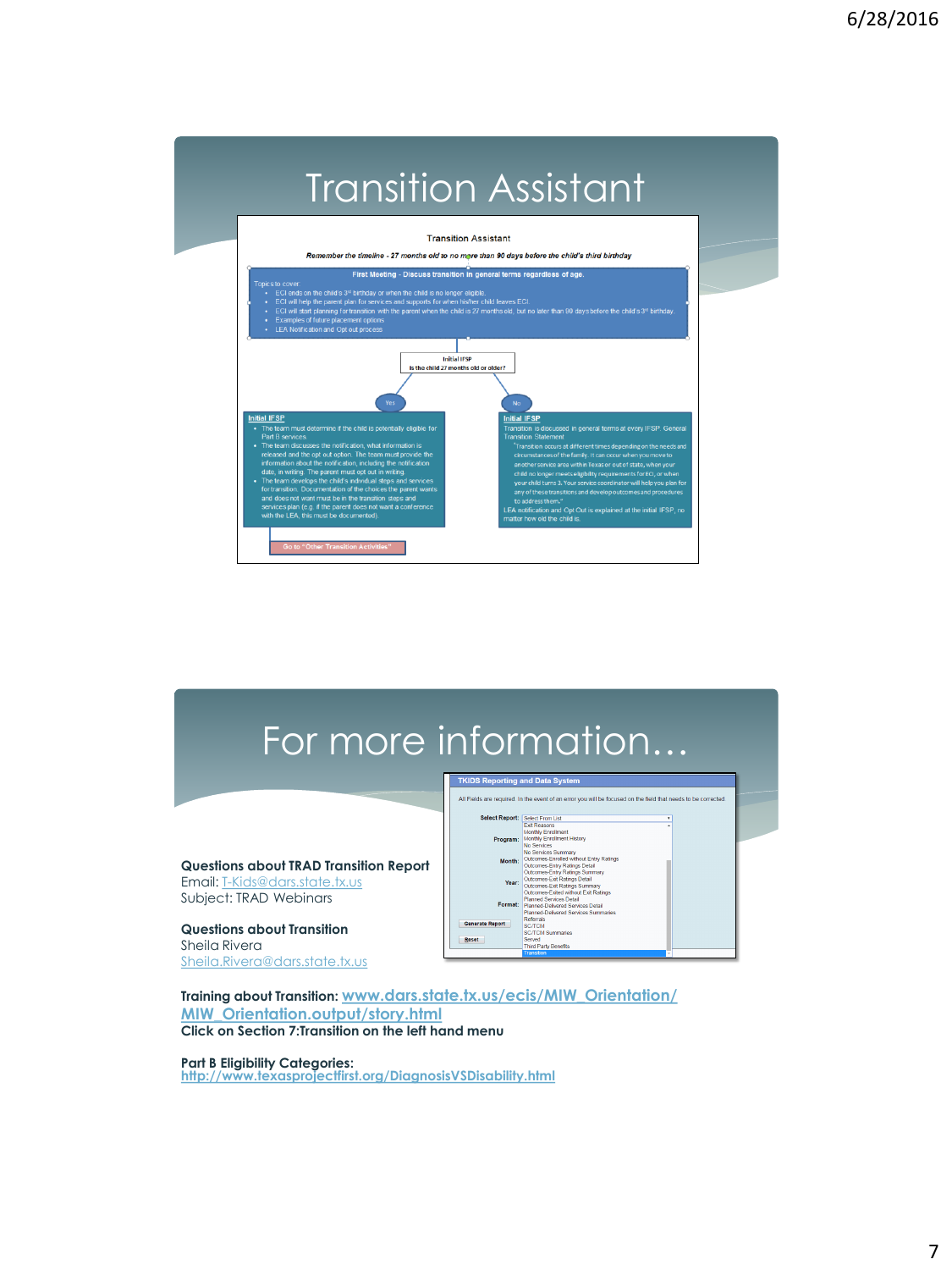# Transition Assistant

Transition Assistant

*Remember the timeline - 27 months old to no more than 90 days before the child's third birthday*

**First Meeting - Discuss transition in general terms regardless of age.**

Topics to cover:

- ECI ends on the child's 3rd birthday or when the child is no longer eligible.
- ECI will help the parent plan for services and supports for when his/her child leaves ECI.
- ECI will start planning for transition with the parent when the child is 27 months old, but no later than 90 days before the child's 3rd birthday.
- Examples of future placement options.
- LEA Notification and Opt out process.

Initial IFSP
Is the child 27 months old or older?

Yes

Initial IFSP

- The team must determine if the child is potentially eligible for Part B services.
- The team discusses the notification, what information is released and the opt out option. The team must provide the information about the notification, including the notification date, in writing. The parent must opt out in writing.
- The team develops the child's individual steps and services for transition. Documentation of the choices the parent wants and does not want must be in the transition steps and services plan (e.g. if the parent does not want a conference with the LEA, this must be documented).

Go to "Other Transition Activities"

No

Initial IFSP

Transition is discussed in general terms at every IFSP. General Transition Statement:

"Transition occurs at different times depending on the needs and circumstances of the family. It can occur when you move to another service area within Texas or out of state, when your child no longer meets eligibility requirements for ECI, or when your child turns 3. Your service coordinator will help you plan for any of these transitions and develop outcomes and procedures to address them."

LEA notification and Opt Out is explained at the initial IFSP, no matter how old the child is.

# For more information…

**Questions about TRAD Transition Report**
Email: T-Kids@dars.state.tx.us
Subject: TRAD Webinars

**Questions about Transition**
Sheila Rivera
Sheila.Rivera@dars.state.tx.us

TKIDS Reporting and Data System

All Fields are required. In the event of an error you will be focused on the field that needs to be corrected.

Select Report: Select From List
Program:
Month:
Year:
Format:

Exit Reasons
Monthly Enrollment
Monthly Enrollment History
No Services
No Services Summary
Outcomes-Enrolled without Entry Ratings
Outcomes-Entry Ratings Detail
Outcomes-Entry Ratings Summary
Outcomes-Exit Ratings Detail
Outcomes-Exit Ratings Summary
Outcomes-Exited without Exit Ratings
Planned Services Detail
Planned-Delivered Services Detail
Planned-Delivered Services Summaries
Referrals
SC/TCM
SC/TCM Summaries
Served
Third Party Benefits
Transition

Generate Report
Reset

**Training about Transition:** www.dars.state.tx.us/ecis/MIW_Orientation/MIW_Orientation.output/story.html
**Click on Section 7:Transition on the left hand menu**

**Part B Eligibility Categories:**
http://www.texasprojectfirst.org/DiagnosisVSDisability.html